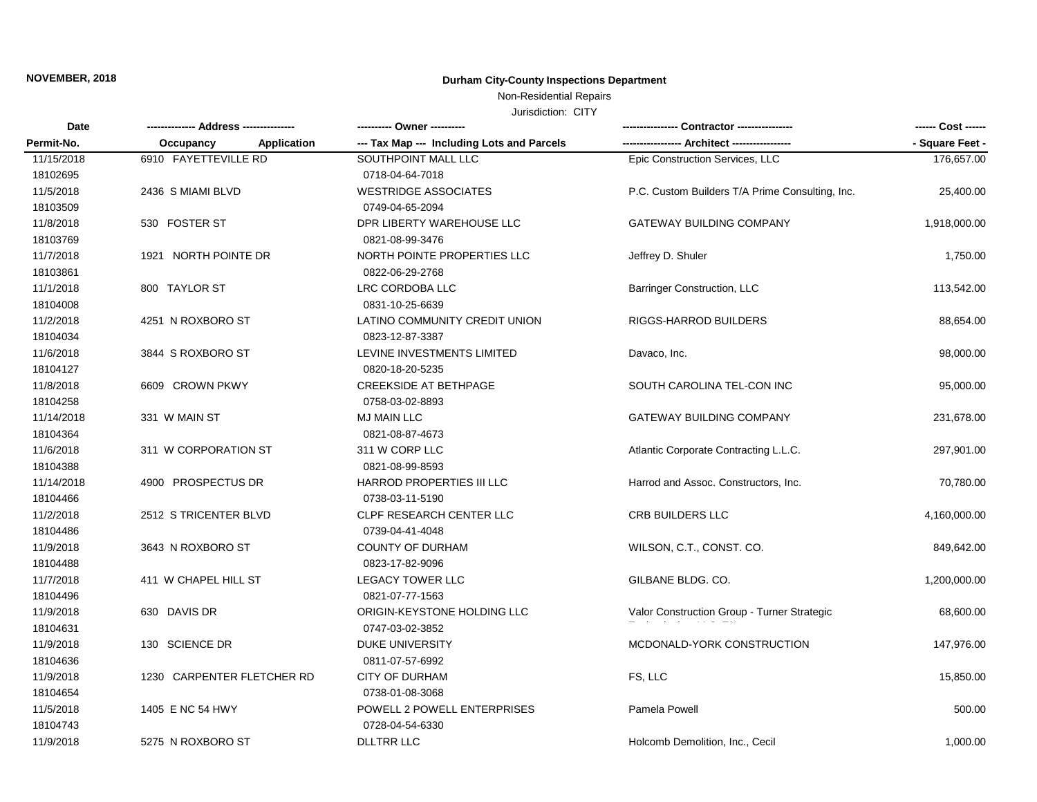**NOVEMBER, 2018**

# Durham City-County Inspections Department

Non-Residential Repairs

Jurisdiction: CITY

| Date / Permit-No. | Address / Occupancy / Application | Owner / Tax Map --- Including Lots and Parcels | Contractor / Architect | Cost / Square Feet |
|---|---|---|---|---|
| 11/15/2018<br>18102695 | 6910 FAYETTEVILLE RD | SOUTHPOINT MALL LLC<br>0718-04-64-7018 | Epic Construction Services, LLC | 176,657.00 |
| 11/5/2018<br>18103509 | 2436 S MIAMI BLVD | WESTRIDGE ASSOCIATES<br>0749-04-65-2094 | P.C. Custom Builders T/A Prime Consulting, Inc. | 25,400.00 |
| 11/8/2018<br>18103769 | 530 FOSTER ST | DPR LIBERTY WAREHOUSE LLC<br>0821-08-99-3476 | GATEWAY BUILDING COMPANY | 1,918,000.00 |
| 11/7/2018<br>18103861 | 1921 NORTH POINTE DR | NORTH POINTE PROPERTIES LLC<br>0822-06-29-2768 | Jeffrey D. Shuler | 1,750.00 |
| 11/1/2018<br>18104008 | 800 TAYLOR ST | LRC CORDOBA LLC<br>0831-10-25-6639 | Barringer Construction, LLC | 113,542.00 |
| 11/2/2018<br>18104034 | 4251 N ROXBORO ST | LATINO COMMUNITY CREDIT UNION<br>0823-12-87-3387 | RIGGS-HARROD BUILDERS | 88,654.00 |
| 11/6/2018<br>18104127 | 3844 S ROXBORO ST | LEVINE INVESTMENTS LIMITED<br>0820-18-20-5235 | Davaco, Inc. | 98,000.00 |
| 11/8/2018<br>18104258 | 6609 CROWN PKWY | CREEKSIDE AT BETHPAGE<br>0758-03-02-8893 | SOUTH CAROLINA TEL-CON INC | 95,000.00 |
| 11/14/2018<br>18104364 | 331 W MAIN ST | MJ MAIN LLC<br>0821-08-87-4673 | GATEWAY BUILDING COMPANY | 231,678.00 |
| 11/6/2018<br>18104388 | 311 W CORPORATION ST | 311 W CORP LLC<br>0821-08-99-8593 | Atlantic Corporate Contracting L.L.C. | 297,901.00 |
| 11/14/2018<br>18104466 | 4900 PROSPECTUS DR | HARROD PROPERTIES III LLC<br>0738-03-11-5190 | Harrod and Assoc. Constructors, Inc. | 70,780.00 |
| 11/2/2018<br>18104486 | 2512 S TRICENTER BLVD | CLPF RESEARCH CENTER LLC<br>0739-04-41-4048 | CRB BUILDERS LLC | 4,160,000.00 |
| 11/9/2018<br>18104488 | 3643 N ROXBORO ST | COUNTY OF DURHAM<br>0823-17-82-9096 | WILSON, C.T., CONST. CO. | 849,642.00 |
| 11/7/2018<br>18104496 | 411 W CHAPEL HILL ST | LEGACY TOWER LLC<br>0821-07-77-1563 | GILBANE BLDG. CO. | 1,200,000.00 |
| 11/9/2018<br>18104631 | 630 DAVIS DR | ORIGIN-KEYSTONE HOLDING LLC<br>0747-03-02-3852 | Valor Construction Group - Turner Strategic | 68,600.00 |
| 11/9/2018<br>18104636 | 130 SCIENCE DR | DUKE UNIVERSITY<br>0811-07-57-6992 | MCDONALD-YORK CONSTRUCTION | 147,976.00 |
| 11/9/2018<br>18104654 | 1230 CARPENTER FLETCHER RD | CITY OF DURHAM<br>0738-01-08-3068 | FS, LLC | 15,850.00 |
| 11/5/2018<br>18104743 | 1405 E NC 54 HWY | POWELL 2 POWELL ENTERPRISES<br>0728-04-54-6330 | Pamela Powell | 500.00 |
| 11/9/2018 | 5275 N ROXBORO ST | DLLTRR LLC | Holcomb Demolition, Inc., Cecil | 1,000.00 |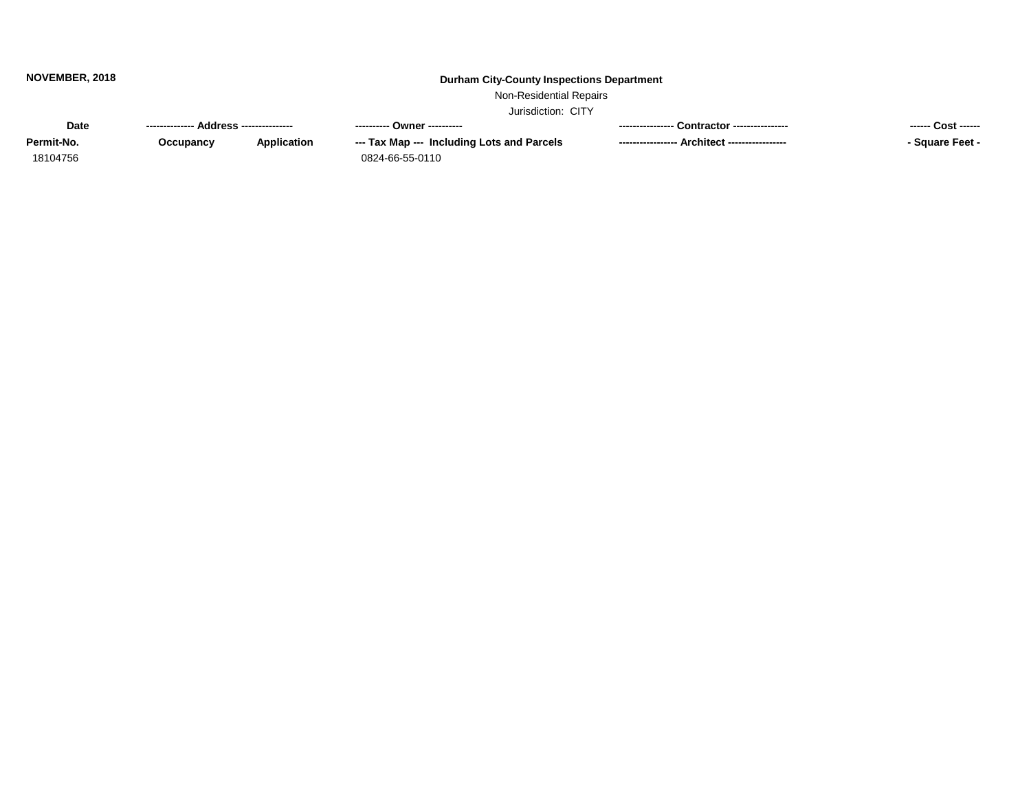**NOVEMBER, 2018**

**Durham City-County Inspections Department**

Non-Residential Repairs

Jurisdiction: CITY

| Date<br>Permit-No. | -------------- Address ---------------<br>Occupancy | <br>Application | ---------- Owner ----------<br>--- Tax Map --- Including Lots and Parcels | ---------------- Contractor ----------------<br>----------------- Architect ----------------- | ------ Cost ------<br>- Square Feet - |
|---|---|---|---|---|---|
| 18104756 | | | 0824-66-55-0110 | | |